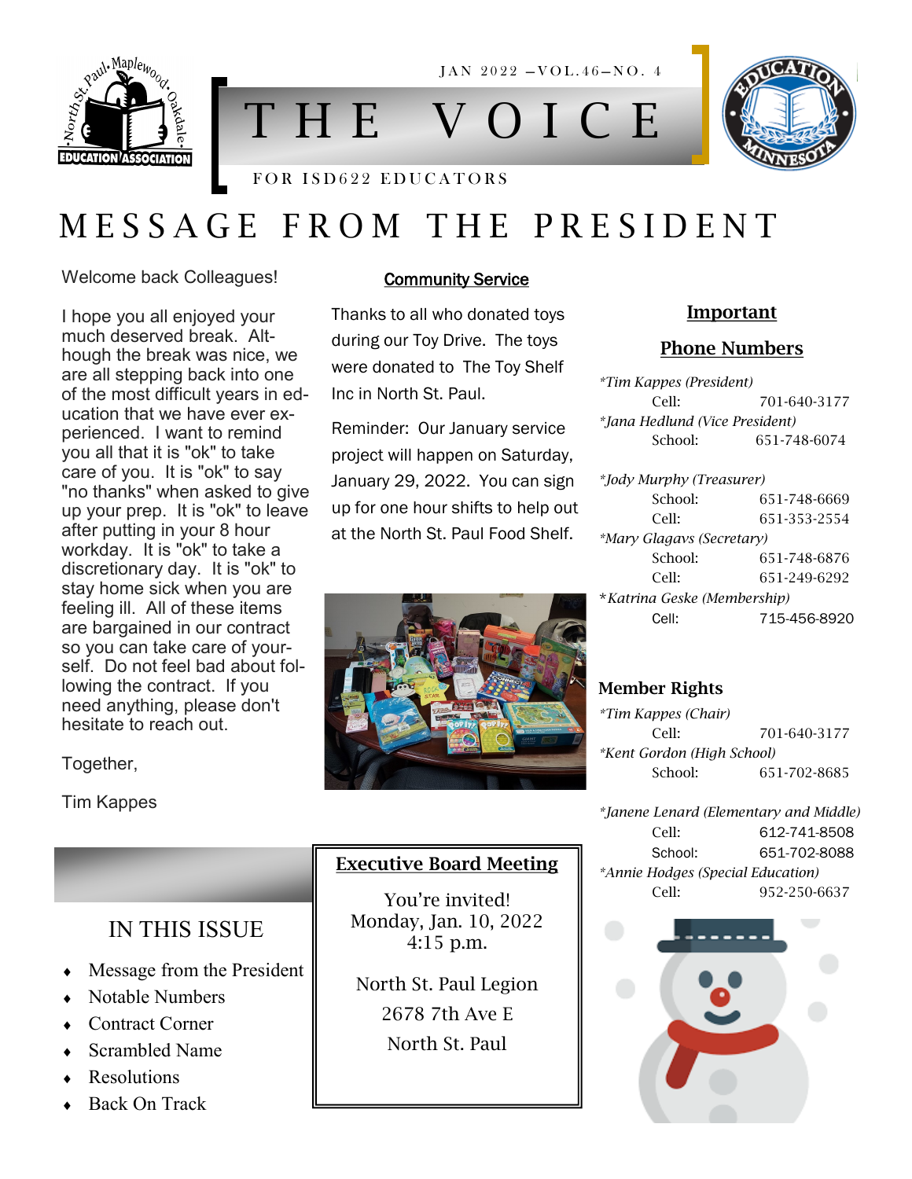JAN 2022 —VOL.46—NO. 4

# THE VOICE

FOR ISD622 EDUCATORS

## MESSAGE FROM THE PRESIDENT

Welcome back Colleagues!

I hope you all enjoyed your much deserved break. Although the break was nice, we are all stepping back into one of the most difficult years in education that we have ever experienced. I want to remind you all that it is "ok" to take care of you. It is "ok" to say "no thanks" when asked to give up your prep. It is "ok" to leave after putting in your 8 hour workday. It is "ok" to take a discretionary day. It is "ok" to stay home sick when you are feeling ill. All of these items are bargained in our contract so you can take care of yourself. Do not feel bad about following the contract. If you need anything, please don't hesitate to reach out.

Together,

Tim Kappes

### Community Service

Thanks to all who donated toys during our Toy Drive. The toys were donated to The Toy Shelf Inc in North St. Paul.

Reminder: Our January service project will happen on Saturday, January 29, 2022. You can sign up for one hour shifts to help out at the North St. Paul Food Shelf.

### Important Phone Numbers

*Tim Kappes (President)*
Cell: 701-640-3177

*Jana Hedlund (Vice President)*
School: 651-748-6074

*Jody Murphy (Treasurer)*
School: 651-748-6669
Cell: 651-353-2554

*Mary Glagavs (Secretary)*
School: 651-748-6876
Cell: 651-249-6292

*Katrina Geske (Membership)*
Cell: 715-456-8920

### Member Rights

*Tim Kappes (Chair)*
Cell: 701-640-3177

*Kent Gordon (High School)*
School: 651-702-8685

*Janene Lenard (Elementary and Middle)*
Cell: 612-741-8508
School: 651-702-8088

*Annie Hodges (Special Education)*
Cell: 952-250-6637

### IN THIS ISSUE

- Message from the President
- Notable Numbers
- Contract Corner
- Scrambled Name
- Resolutions
- Back On Track

### Executive Board Meeting

You're invited!
Monday, Jan. 10, 2022
4:15 p.m.

North St. Paul Legion
2678 7th Ave E
North St. Paul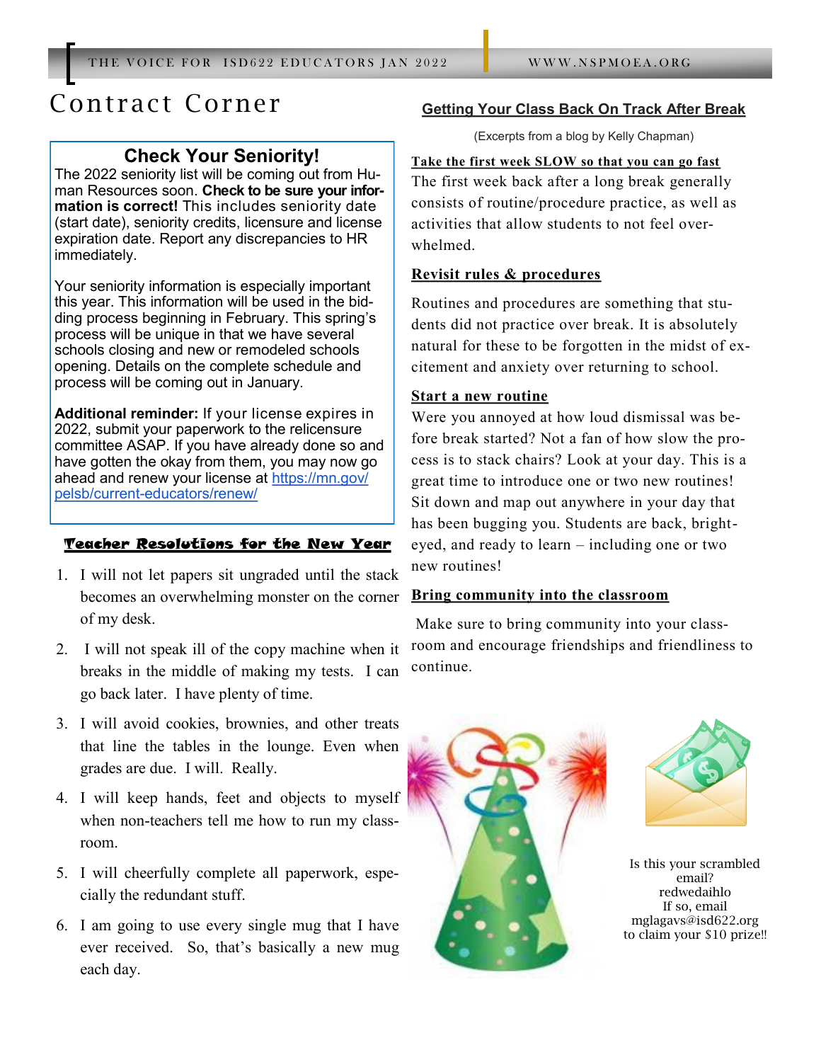# Contract Corner

## Check Your Seniority!

The 2022 seniority list will be coming out from Human Resources soon. **Check to be sure your information is correct!** This includes seniority date (start date), seniority credits, licensure and license expiration date. Report any discrepancies to HR immediately.

Your seniority information is especially important this year. This information will be used in the bidding process beginning in February. This spring's process will be unique in that we have several schools closing and new or remodeled schools opening. Details on the complete schedule and process will be coming out in January.

**Additional reminder:** If your license expires in 2022, submit your paperwork to the relicensure committee ASAP. If you have already done so and have gotten the okay from them, you may now go ahead and renew your license at https://mn.gov/pelsb/current-educators/renew/

## Teacher Resolutions for the New Year

1. I will not let papers sit ungraded until the stack becomes an overwhelming monster on the corner of my desk.
2. I will not speak ill of the copy machine when it breaks in the middle of making my tests. I can go back later. I have plenty of time.
3. I will avoid cookies, brownies, and other treats that line the tables in the lounge. Even when grades are due. I will. Really.
4. I will keep hands, feet and objects to myself when non-teachers tell me how to run my classroom.
5. I will cheerfully complete all paperwork, especially the redundant stuff.
6. I am going to use every single mug that I have ever received. So, that's basically a new mug each day.

## Getting Your Class Back On Track After Break

(Excerpts from a blog by Kelly Chapman)

**Take the first week SLOW so that you can go fast**

The first week back after a long break generally consists of routine/procedure practice, as well as activities that allow students to not feel overwhelmed.

**Revisit rules & procedures**

Routines and procedures are something that students did not practice over break. It is absolutely natural for these to be forgotten in the midst of excitement and anxiety over returning to school.

**Start a new routine**

Were you annoyed at how loud dismissal was before break started? Not a fan of how slow the process is to stack chairs? Look at your day. This is a great time to introduce one or two new routines! Sit down and map out anywhere in your day that has been bugging you. Students are back, bright-eyed, and ready to learn – including one or two new routines!

**Bring community into the classroom**

Make sure to bring community into your classroom and encourage friendships and friendliness to continue.

Is this your scrambled email?
redwedaihlo
If so, email
mglagavs@isd622.org
to claim your $10 prize!!